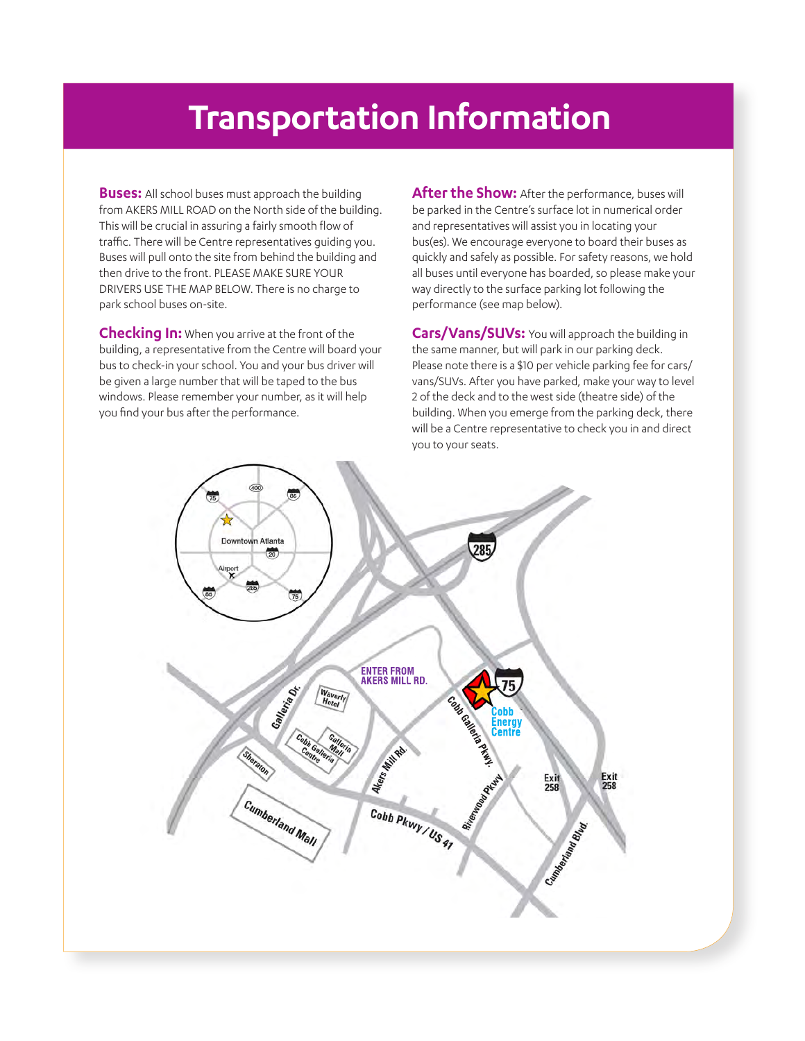# Transportation Information

**Buses:** All school buses must approach the building from AKERS MILL ROAD on the North side of the building. This will be crucial in assuring a fairly smooth flow of traffic. There will be Centre representatives guiding you. Buses will pull onto the site from behind the building and then drive to the front. PLEASE MAKE SURE YOUR DRIVERS USE THE MAP BELOW. There is no charge to park school buses on-site.

**Checking In:** When you arrive at the front of the building, a representative from the Centre will board your bus to check-in your school. You and your bus driver will be given a large number that will be taped to the bus windows. Please remember your number, as it will help you find your bus after the performance.

**After the Show:** After the performance, buses will be parked in the Centre's surface lot in numerical order and representatives will assist you in locating your bus(es). We encourage everyone to board their buses as quickly and safely as possible. For safety reasons, we hold all buses until everyone has boarded, so please make your way directly to the surface parking lot following the performance (see map below).

**Cars/Vans/SUVs:** You will approach the building in the same manner, but will park in our parking deck. Please note there is a $10 per vehicle parking fee for cars/vans/SUVs. After you have parked, make your way to level 2 of the deck and to the west side (theatre side) of the building. When you emerge from the parking deck, there will be a Centre representative to check you in and direct you to your seats.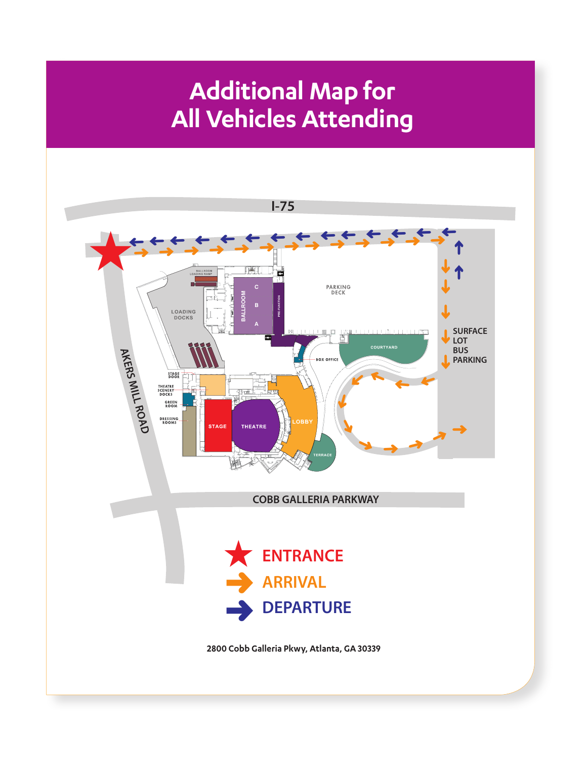# Additional Map for All Vehicles Attending

I-75

AKERS MILL ROAD

COBB GALLERIA PARKWAY

BALLROOM LOADING RAMP

LOADING DOCKS

BALLROOM

C

B

A

PRE-FUNCTION

PARKING DECK

BOX OFFICE

COURTYARD

SURFACE LOT BUS PARKING

STAGE DOOR

THEATRE SCENERY DOCKS

GREEN ROOM

DRESSING ROOMS

STAGE

THEATRE

LOBBY

TERRACE

ENTRANCE

ARRIVAL

DEPARTURE

**2800 Cobb Galleria Pkwy, Atlanta, GA 30339**